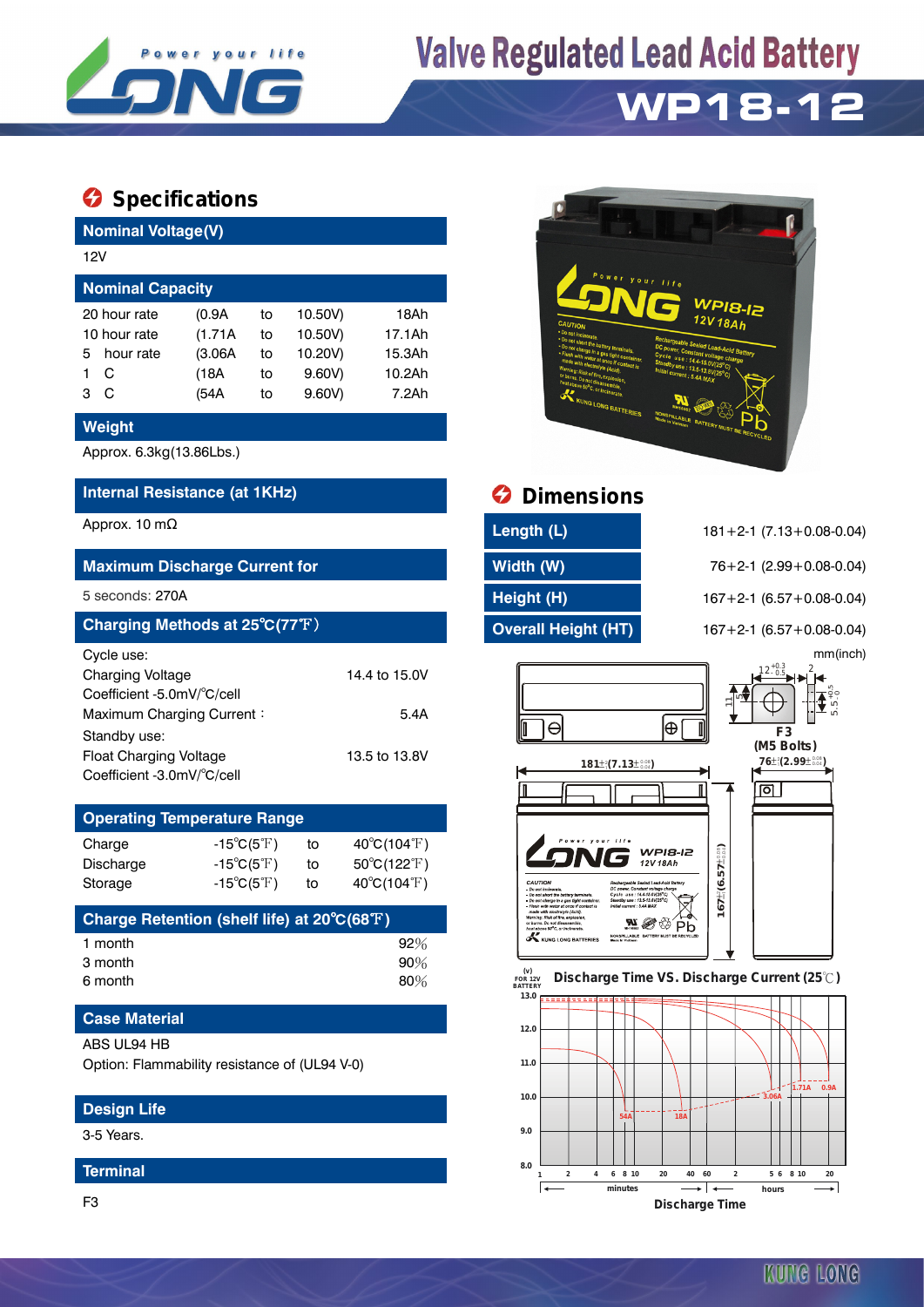# Valve Regulated Lead Acid Battery

## WP18-12

## Specifications

### Nominal Voltage(V)

12V

### Nominal Capacity

| | | | | |
|---|---|---|---|---|
| 20 hour rate | (0.9A | to | 10.50V) | 18Ah |
| 10 hour rate | (1.71A | to | 10.50V) | 17.1Ah |
| 5 hour rate | (3.06A | to | 10.20V) | 15.3Ah |
| 1 C | (18A | to | 9.60V) | 10.2Ah |
| 3 C | (54A | to | 9.60V) | 7.2Ah |

### Weight

Approx. 6.3kg(13.86Lbs.)

### Internal Resistance (at 1KHz)

Approx. 10 mΩ

### Maximum Discharge Current for

5 seconds: 270A

### Charging Methods at 25℃(77℉)

Cycle use:

| | |
|---|---|
| Charging Voltage | 14.4 to 15.0V |
| Coefficient -5.0mV/℃/cell | |
| Maximum Charging Current： | 5.4A |

Standby use:

| | |
|---|---|
| Float Charging Voltage | 13.5 to 13.8V |
| Coefficient -3.0mV/℃/cell | |

### Operating Temperature Range

| | | | |
|---|---|---|---|
| Charge | -15℃(5℉) | to | 40℃(104℉) |
| Discharge | -15℃(5℉) | to | 50℃(122℉) |
| Storage | -15℃(5℉) | to | 40℃(104℉) |

### Charge Retention (shelf life) at 20℃(68℉)

| | |
|---|---|
| 1 month | 92% |
| 3 month | 90% |
| 6 month | 80% |

### Case Material

ABS UL94 HB

Option: Flammability resistance of (UL94 V-0)

### Design Life

3-5 Years.

### Terminal

F3

## Dimensions

| | |
|---|---|
| Length (L) | 181+2-1 (7.13+0.08-0.04) |
| Width (W) | 76+2-1 (2.99+0.08-0.04) |
| Height (H) | 167+2-1 (6.57+0.08-0.04) |
| Overall Height (HT) | 167+2-1 (6.57+0.08-0.04) |

mm(inch)

F3 (M5 Bolts)

Discharge Time VS. Discharge Current (25℃)

Discharge Time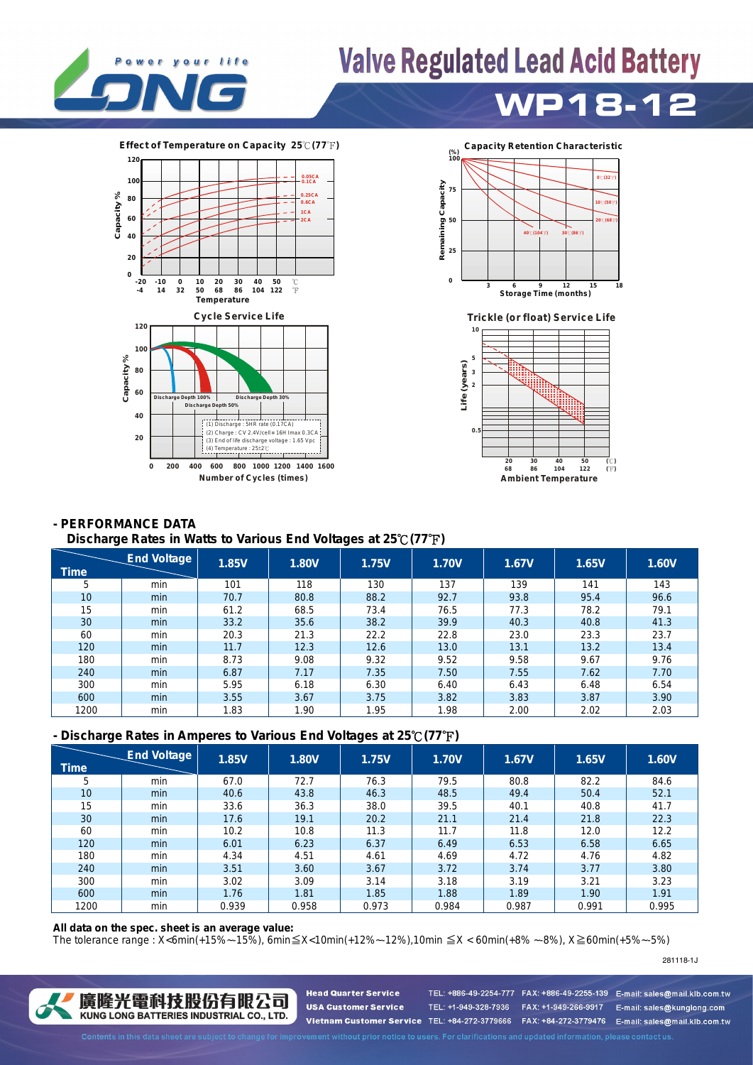# Valve Regulated Lead Acid Battery

## WP18-12

Power your life

LONG

**Effect of Temperature on Capacity 25℃(77℉)**

Capacity %

120
100
80
60
40
20
0

0.05CA
0.1CA
0.25CA
0.6CA
1CA
2CA

-20 -10 0 10 20 30 40 50 ℃
-4 14 32 50 68 86 104 122 ℉

Temperature

**Capacity Retention Characteristic**

(%)
100
75
50
25
0

Remaining Capacity

0℃(32℉)
10℃(50℉)
20℃(68℉)
40℃(104℉)
30℃(86℉)

3 6 9 12 15 18

Storage Time (months)

**Cycle Service Life**

Capacity %

120
100
80
60
40
20

Discharge Depth 100%
Discharge Depth 30%
Discharge Depth 50%

(1) Discharge : 5HR rate (0.17CA)
(2) Charge : CV 2.4V/cell× 16H Imax 0.3CA
(3) End of life discharge voltage : 1.65 Vpc
(4) Temperature : 25±2℃

0 200 400 600 800 1000 1200 1400 1600

Number of Cycles (times)

**Trickle (or float) Service Life**

Life (years)

10
5
3
2
0.5

20 30 40 50 (℃)
68 86 104 122 (℉)

Ambient Temperature

## - PERFORMANCE DATA

### Discharge Rates in Watts to Various End Voltages at 25℃(77℉)

| Time | | 1.85V | 1.80V | 1.75V | 1.70V | 1.67V | 1.65V | 1.60V |
|---|---|---|---|---|---|---|---|---|
| 5 | min | 101 | 118 | 130 | 137 | 139 | 141 | 143 |
| 10 | min | 70.7 | 80.8 | 88.2 | 92.7 | 93.8 | 95.4 | 96.6 |
| 15 | min | 61.2 | 68.5 | 73.4 | 76.5 | 77.3 | 78.2 | 79.1 |
| 30 | min | 33.2 | 35.6 | 38.2 | 39.9 | 40.3 | 40.8 | 41.3 |
| 60 | min | 20.3 | 21.3 | 22.2 | 22.8 | 23.0 | 23.3 | 23.7 |
| 120 | min | 11.7 | 12.3 | 12.6 | 13.0 | 13.1 | 13.2 | 13.4 |
| 180 | min | 8.73 | 9.08 | 9.32 | 9.52 | 9.58 | 9.67 | 9.76 |
| 240 | min | 6.87 | 7.17 | 7.35 | 7.50 | 7.55 | 7.62 | 7.70 |
| 300 | min | 5.95 | 6.18 | 6.30 | 6.40 | 6.43 | 6.48 | 6.54 |
| 600 | min | 3.55 | 3.67 | 3.75 | 3.82 | 3.83 | 3.87 | 3.90 |
| 1200 | min | 1.83 | 1.90 | 1.95 | 1.98 | 2.00 | 2.02 | 2.03 |

### - Discharge Rates in Amperes to Various End Voltages at 25℃(77℉)

| Time | | 1.85V | 1.80V | 1.75V | 1.70V | 1.67V | 1.65V | 1.60V |
|---|---|---|---|---|---|---|---|---|
| 5 | min | 67.0 | 72.7 | 76.3 | 79.5 | 80.8 | 82.2 | 84.6 |
| 10 | min | 40.6 | 43.8 | 46.3 | 48.5 | 49.4 | 50.4 | 52.1 |
| 15 | min | 33.6 | 36.3 | 38.0 | 39.5 | 40.1 | 40.8 | 41.7 |
| 30 | min | 17.6 | 19.1 | 20.2 | 21.1 | 21.4 | 21.8 | 22.3 |
| 60 | min | 10.2 | 10.8 | 11.3 | 11.7 | 11.8 | 12.0 | 12.2 |
| 120 | min | 6.01 | 6.23 | 6.37 | 6.49 | 6.53 | 6.58 | 6.65 |
| 180 | min | 4.34 | 4.51 | 4.61 | 4.69 | 4.72 | 4.76 | 4.82 |
| 240 | min | 3.51 | 3.60 | 3.67 | 3.72 | 3.74 | 3.77 | 3.80 |
| 300 | min | 3.02 | 3.09 | 3.14 | 3.18 | 3.19 | 3.21 | 3.23 |
| 600 | min | 1.76 | 1.81 | 1.85 | 1.88 | 1.89 | 1.90 | 1.91 |
| 1200 | min | 0.939 | 0.958 | 0.973 | 0.984 | 0.987 | 0.991 | 0.995 |

**All data on the spec. sheet is an average value:**

The tolerance range : X<6min(+15%～15%), 6min≦X<10min(+12%～12%),10min ≦X < 60min(+8% ～8%), X≧60min(+5%～5%)

281118-1J

廣隆光電科技股份有限公司
KUNG LONG BATTERIES INDUSTRIAL CO., LTD.

| | | | |
|---|---|---|---|
| Head Quarter Service | TEL: +886-49-2254-777 | FAX: +886-49-2255-139 | E-mail: sales@mail.klb.com.tw |
| USA Customer Service | TEL: +1-949-328-7936 | FAX: +1-949-266-9917 | E-mail: sales@kunglong.com |
| Vietnam Customer Service | TEL: +84-272-3779666 | FAX: +84-272-3779476 | E-mail: sales@mail.klb.com.tw |

Contents in this data sheet are subject to change for improvement without prior notice to users. For clarifications and updated information, please contact us.